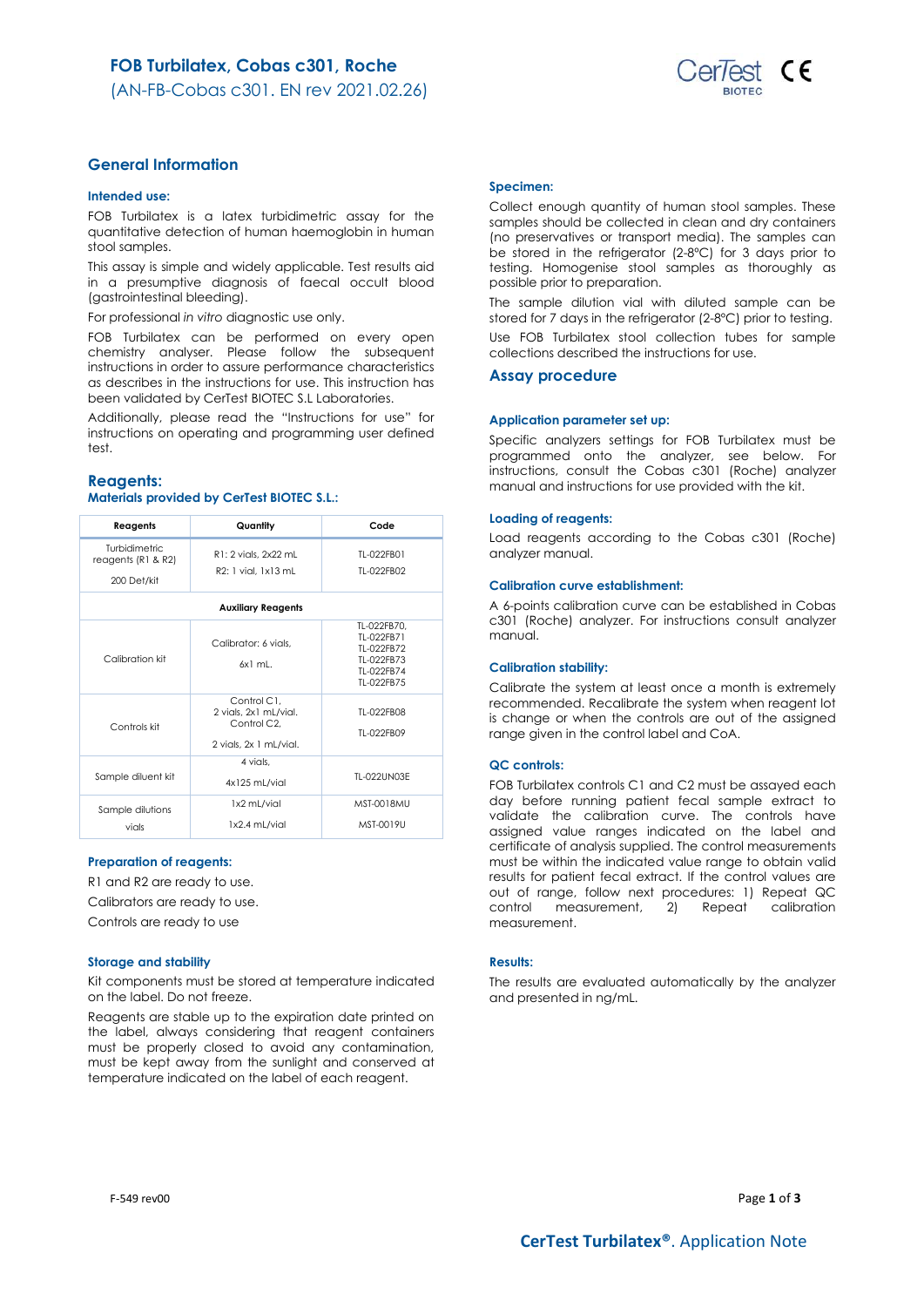# FOB Turbilatex, Cobas c301, Roche

(AN-FB-Cobas c301. EN rev 2021.02.26)

## General Information

### Intended use:

FOB Turbilatex is a latex turbidimetric assay for the quantitative detection of human haemoglobin in human stool samples.

This assay is simple and widely applicable. Test results aid in a presumptive diagnosis of faecal occult blood (gastrointestinal bleeding).

For professional *in vitro* diagnostic use only.

FOB Turbilatex can be performed on every open chemistry analyser. Please follow the subsequent instructions in order to assure performance characteristics as describes in the instructions for use. This instruction has been validated by CerTest BIOTEC S.L Laboratories.

Additionally, please read the "Instructions for use" for instructions on operating and programming user defined test.

## Reagents:

### Materials provided by CerTest BIOTEC S.L.:

| Reagents | Quantity | Code |
|---|---|---|
| Turbidimetric reagents (R1 & R2)<br>200 Det/kit | R1: 2 vials, 2x22 mL<br>R2: 1 vial, 1x13 mL | TL-022FB01<br>TL-022FB02 |
| **Auxiliary Reagents** | | |
| Calibration kit | Calibrator: 6 vials,<br>6x1 mL. | TL-022FB70,<br>TL-022FB71<br>TL-022FB72<br>TL-022FB73<br>TL-022FB74<br>TL-022FB75 |
| Controls kit | Control C1,<br>2 vials, 2x1 mL/vial.<br>Control C2,<br>2 vials, 2x 1 mL/vial. | TL-022FB08<br>TL-022FB09 |
| Sample diluent kit | 4 vials,<br>4x125 mL/vial | TL-022UN03E |
| Sample dilutions vials | 1x2 mL/vial<br>1x2.4 mL/vial | MST-0018MU<br>MST-0019U |

### Preparation of reagents:

R1 and R2 are ready to use.

Calibrators are ready to use.

Controls are ready to use

### Storage and stability

Kit components must be stored at temperature indicated on the label. Do not freeze.

Reagents are stable up to the expiration date printed on the label, always considering that reagent containers must be properly closed to avoid any contamination, must be kept away from the sunlight and conserved at temperature indicated on the label of each reagent.

### Specimen:

Collect enough quantity of human stool samples. These samples should be collected in clean and dry containers (no preservatives or transport media). The samples can be stored in the refrigerator (2-8ºC) for 3 days prior to testing. Homogenise stool samples as thoroughly as possible prior to preparation.

The sample dilution vial with diluted sample can be stored for 7 days in the refrigerator (2-8ºC) prior to testing.

Use FOB Turbilatex stool collection tubes for sample collections described the instructions for use.

## Assay procedure

### Application parameter set up:

Specific analyzers settings for FOB Turbilatex must be programmed onto the analyzer, see below. For instructions, consult the Cobas c301 (Roche) analyzer manual and instructions for use provided with the kit.

### Loading of reagents:

Load reagents according to the Cobas c301 (Roche) analyzer manual.

### Calibration curve establishment:

A 6-points calibration curve can be established in Cobas c301 (Roche) analyzer. For instructions consult analyzer manual.

### Calibration stability:

Calibrate the system at least once a month is extremely recommended. Recalibrate the system when reagent lot is change or when the controls are out of the assigned range given in the control label and CoA.

### QC controls:

FOB Turbilatex controls C1 and C2 must be assayed each day before running patient fecal sample extract to validate the calibration curve. The controls have assigned value ranges indicated on the label and certificate of analysis supplied. The control measurements must be within the indicated value range to obtain valid results for patient fecal extract. If the control values are out of range, follow next procedures: 1) Repeat QC control measurement, 2) Repeat calibration measurement.

### Results:

The results are evaluated automatically by the analyzer and presented in ng/mL.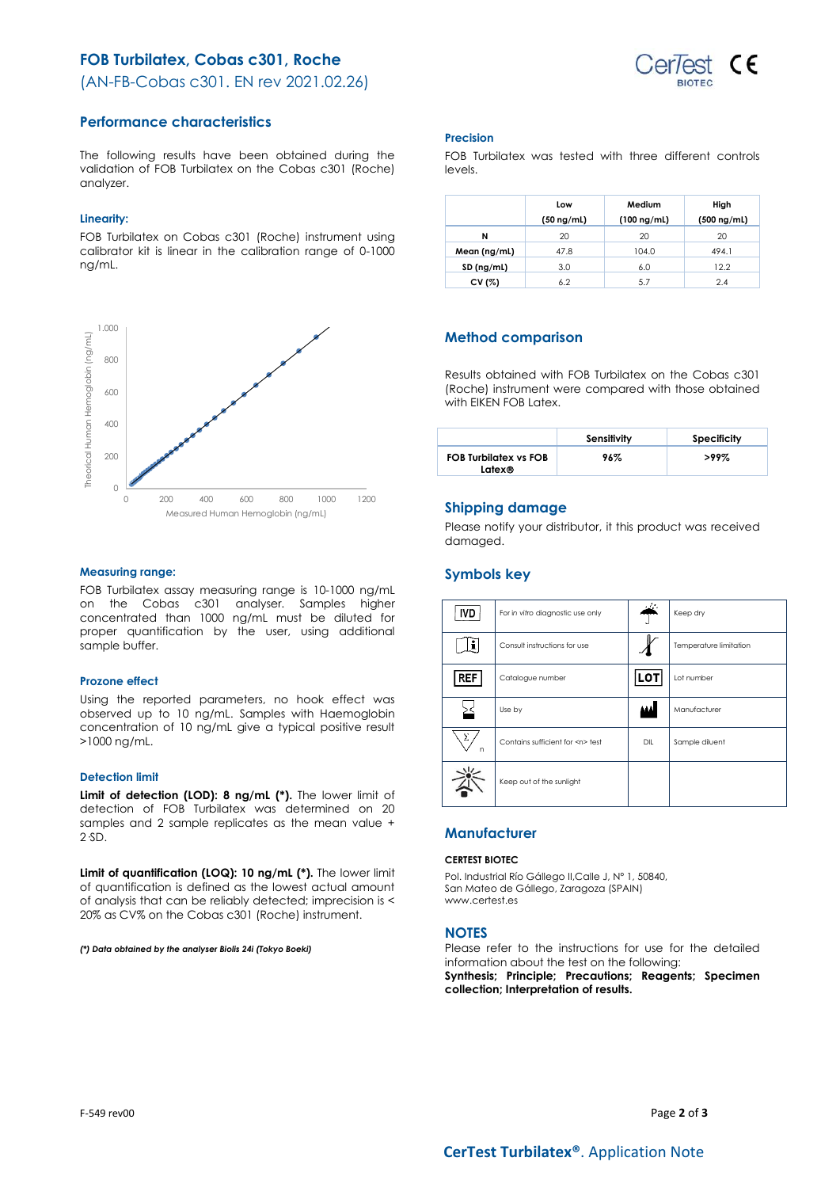# FOB Turbilatex, Cobas c301, Roche

(AN-FB-Cobas c301. EN rev 2021.02.26)

## Performance characteristics

The following results have been obtained during the validation of FOB Turbilatex on the Cobas c301 (Roche) analyzer.

### Linearity:

FOB Turbilatex on Cobas c301 (Roche) instrument using calibrator kit is linear in the calibration range of 0-1000 ng/mL.

### Measuring range:

FOB Turbilatex assay measuring range is 10-1000 ng/mL on the Cobas c301 analyser. Samples higher concentrated than 1000 ng/mL must be diluted for proper quantification by the user, using additional sample buffer.

### Prozone effect

Using the reported parameters, no hook effect was observed up to 10 ng/mL. Samples with Haemoglobin concentration of 10 ng/mL give a typical positive result >1000 ng/mL.

### Detection limit

**Limit of detection (LOD): 8 ng/mL (\*).** The lower limit of detection of FOB Turbilatex was determined on 20 samples and 2 sample replicates as the mean value + 2·SD.

**Limit of quantification (LOQ): 10 ng/mL (\*).** The lower limit of quantification is defined as the lowest actual amount of analysis that can be reliably detected; imprecision is < 20% as CV% on the Cobas c301 (Roche) instrument.

***(\*) Data obtained by the analyser Biolis 24i (Tokyo Boeki)***

### Precision

FOB Turbilatex was tested with three different controls levels.

| | Low (50 ng/mL) | Medium (100 ng/mL) | High (500 ng/mL) |
|---|---|---|---|
| **N** | 20 | 20 | 20 |
| **Mean (ng/mL)** | 47.8 | 104.0 | 494.1 |
| **SD (ng/mL)** | 3.0 | 6.0 | 12.2 |
| **CV (%)** | 6.2 | 5.7 | 2.4 |

## Method comparison

Results obtained with FOB Turbilatex on the Cobas c301 (Roche) instrument were compared with those obtained with EIKEN FOB Latex.

| | Sensitivity | Specificity |
|---|---|---|
| **FOB Turbilatex vs FOB Latex®** | 96% | >99% |

## Shipping damage

Please notify your distributor, it this product was received damaged.

## Symbols key

| | | | |
|---|---|---|---|
| IVD | For in vitro diagnostic use only | | Keep dry |
| | Consult instructions for use | | Temperature limitation |
| REF | Catalogue number | LOT | Lot number |
| | Use by | | Manufacturer |
| Σ n | Contains sufficient for <n> test | DIL | Sample diluent |
| | Keep out of the sunlight | | |

## Manufacturer

**CERTEST BIOTEC**

Pol. Industrial Río Gállego II,Calle J, Nº 1, 50840,
San Mateo de Gállego, Zaragoza (SPAIN)
www.certest.es

## NOTES

Please refer to the instructions for use for the detailed information about the test on the following:
**Synthesis; Principle; Precautions; Reagents; Specimen collection; Interpretation of results.**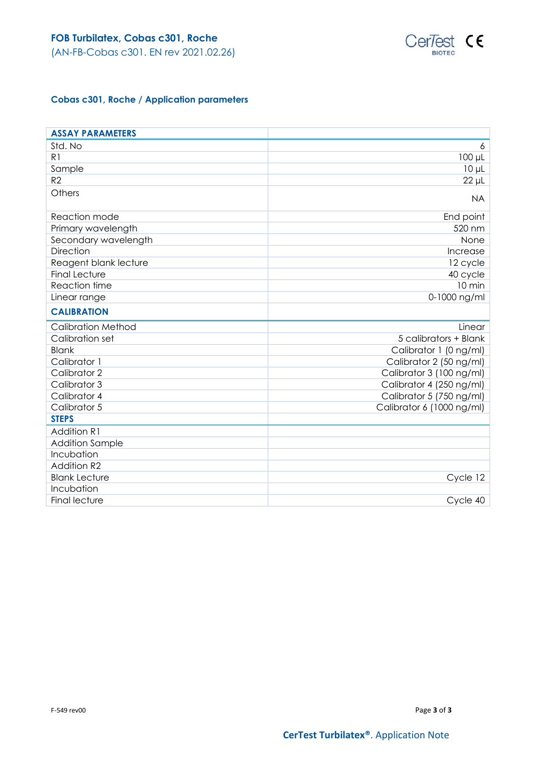## Cobas c301, Roche / Application parameters

| ASSAY PARAMETERS | |
|---|---|
| Std. No | 6 |
| R1 | 100 µL |
| Sample | 10 µL |
| R2 | 22 µL |
| Others | NA |
| Reaction mode | End point |
| Primary wavelength | 520 nm |
| Secondary wavelength | None |
| Direction | Increase |
| Reagent blank lecture | 12 cycle |
| Final Lecture | 40 cycle |
| Reaction time | 10 min |
| Linear range | 0-1000 ng/ml |
| **CALIBRATION** | |
| Calibration Method | Linear |
| Calibration set | 5 calibrators + Blank |
| Blank | Calibrator 1 (0 ng/ml) |
| Calibrator 1 | Calibrator 2 (50 ng/ml) |
| Calibrator 2 | Calibrator 3 (100 ng/ml) |
| Calibrator 3 | Calibrator 4 (250 ng/ml) |
| Calibrator 4 | Calibrator 5 (750 ng/ml) |
| Calibrator 5 | Calibrator 6 (1000 ng/ml) |
| **STEPS** | |
| Addition R1 | |
| Addition Sample | |
| Incubation | |
| Addition R2 | |
| Blank Lecture | Cycle 12 |
| Incubation | |
| Final lecture | Cycle 40 |